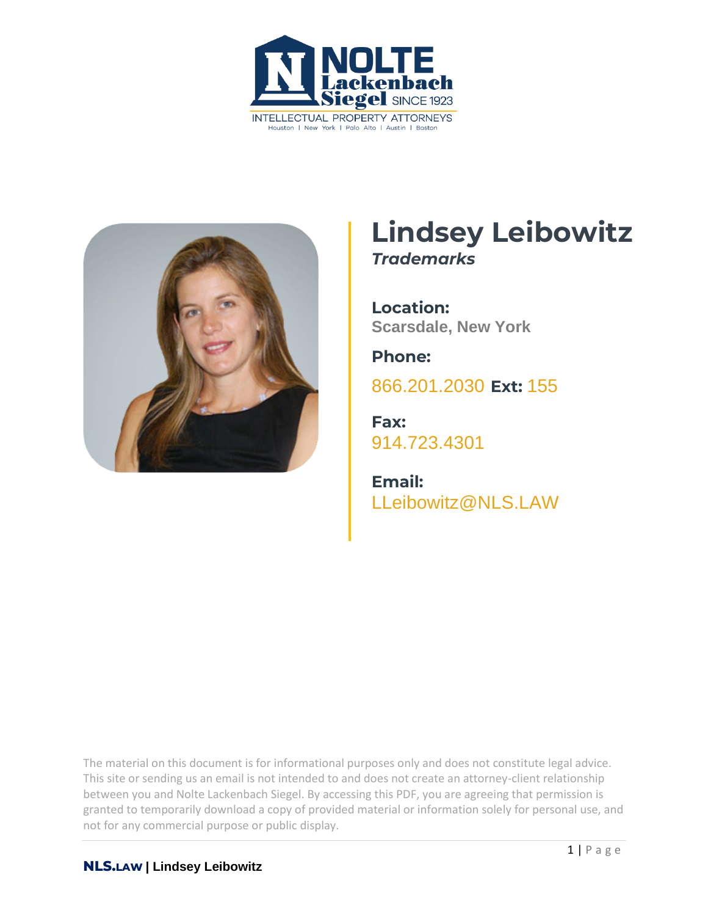NOLTE Lackenbach Siegel SINCE 1923

INTELLECTUAL PROPERTY ATTORNEYS

Houston | New York | Palo Alto | Austin | Boston

# Lindsey Leibowitz

***Trademarks***

**Location:**
**Scarsdale, New York**

**Phone:**

866.201.2030 **Ext:** 155

**Fax:**
914.723.4301

**Email:**
LLeibowitz@NLS.LAW

The material on this document is for informational purposes only and does not constitute legal advice. This site or sending us an email is not intended to and does not create an attorney-client relationship between you and Nolte Lackenbach Siegel. By accessing this PDF, you are agreeing that permission is granted to temporarily download a copy of provided material or information solely for personal use, and not for any commercial purpose or public display.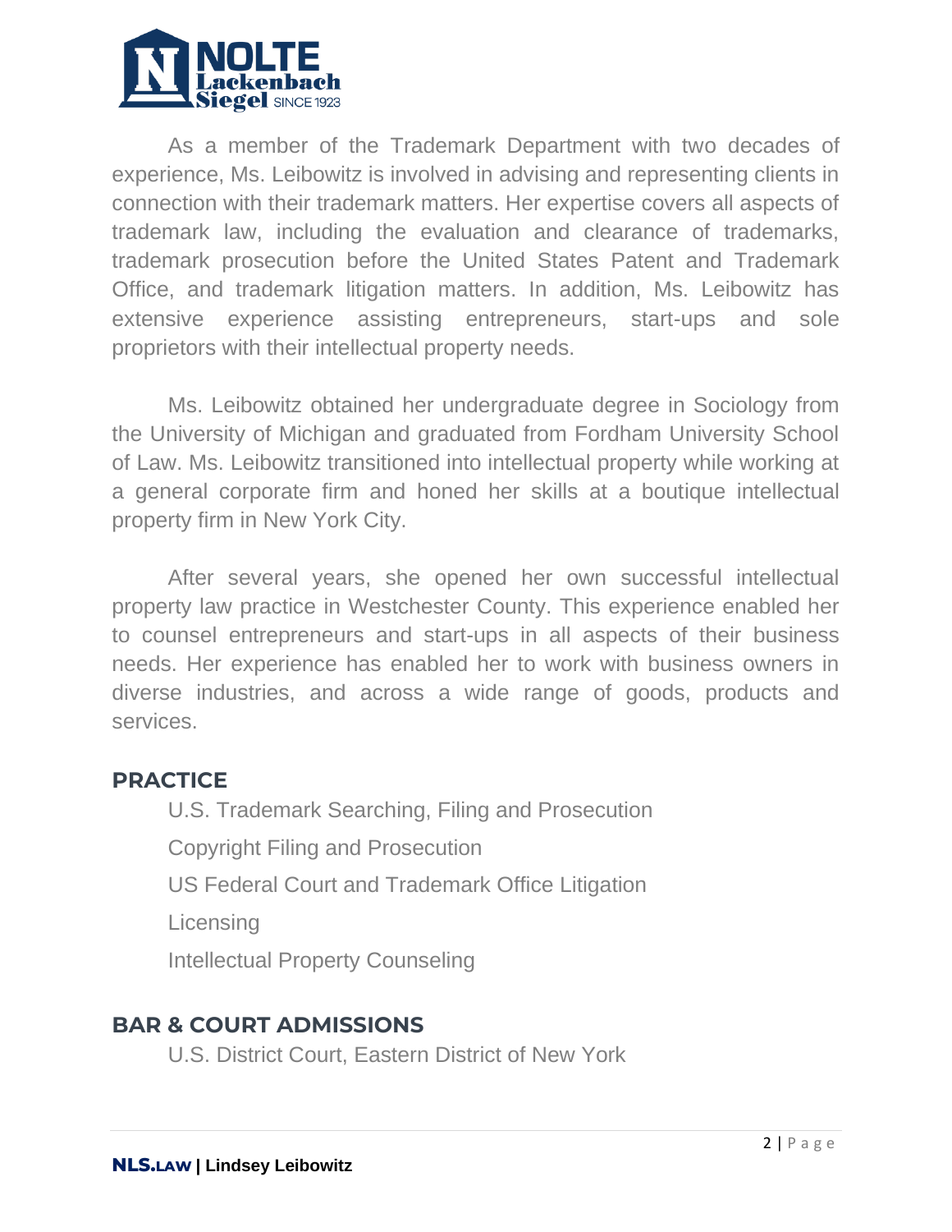As a member of the Trademark Department with two decades of experience, Ms. Leibowitz is involved in advising and representing clients in connection with their trademark matters. Her expertise covers all aspects of trademark law, including the evaluation and clearance of trademarks, trademark prosecution before the United States Patent and Trademark Office, and trademark litigation matters. In addition, Ms. Leibowitz has extensive experience assisting entrepreneurs, start-ups and sole proprietors with their intellectual property needs.

Ms. Leibowitz obtained her undergraduate degree in Sociology from the University of Michigan and graduated from Fordham University School of Law. Ms. Leibowitz transitioned into intellectual property while working at a general corporate firm and honed her skills at a boutique intellectual property firm in New York City.

After several years, she opened her own successful intellectual property law practice in Westchester County. This experience enabled her to counsel entrepreneurs and start-ups in all aspects of their business needs. Her experience has enabled her to work with business owners in diverse industries, and across a wide range of goods, products and services.

## PRACTICE

U.S. Trademark Searching, Filing and Prosecution

Copyright Filing and Prosecution

US Federal Court and Trademark Office Litigation

Licensing

Intellectual Property Counseling

## BAR & COURT ADMISSIONS

U.S. District Court, Eastern District of New York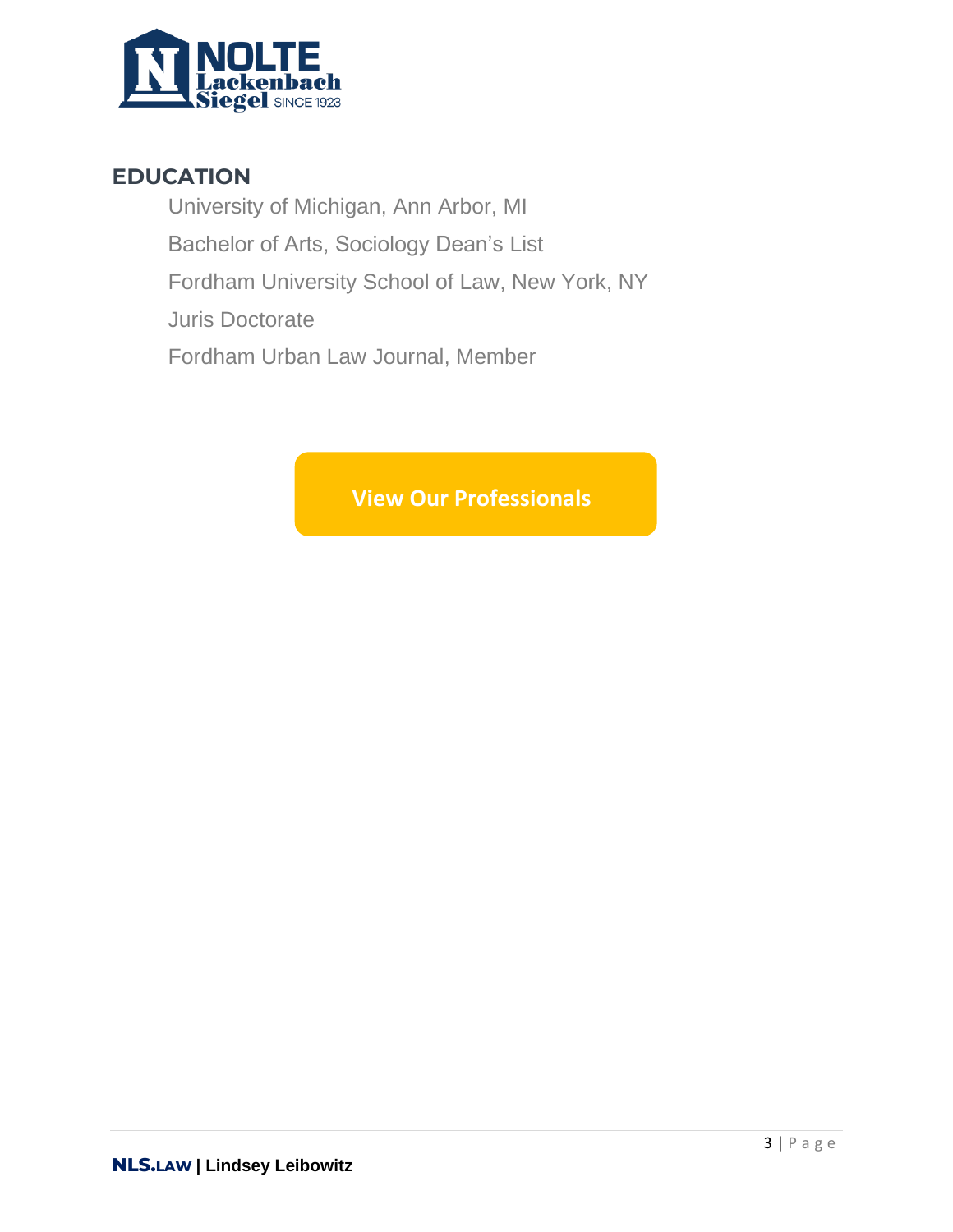## EDUCATION

University of Michigan, Ann Arbor, MI

Bachelor of Arts, Sociology Dean's List

Fordham University School of Law, New York, NY

Juris Doctorate

Fordham Urban Law Journal, Member

View Our Professionals